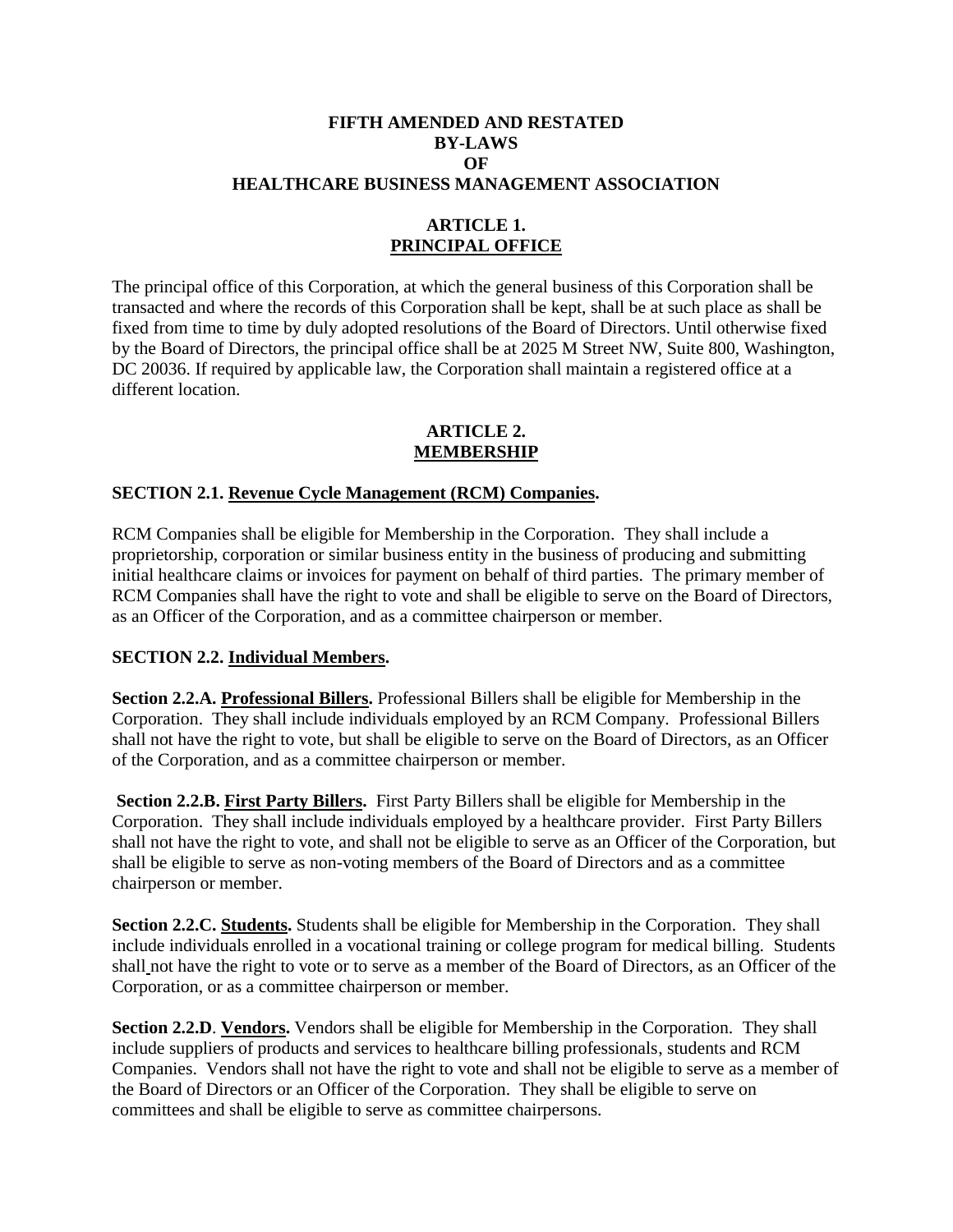# FIFTH AMENDED AND RESTATED BY-LAWS OF HEALTHCARE BUSINESS MANAGEMENT ASSOCIATION

## ARTICLE 1. PRINCIPAL OFFICE

The principal office of this Corporation, at which the general business of this Corporation shall be transacted and where the records of this Corporation shall be kept, shall be at such place as shall be fixed from time to time by duly adopted resolutions of the Board of Directors. Until otherwise fixed by the Board of Directors, the principal office shall be at 2025 M Street NW, Suite 800, Washington, DC 20036. If required by applicable law, the Corporation shall maintain a registered office at a different location.

## ARTICLE 2. MEMBERSHIP

### SECTION 2.1. Revenue Cycle Management (RCM) Companies.

RCM Companies shall be eligible for Membership in the Corporation. They shall include a proprietorship, corporation or similar business entity in the business of producing and submitting initial healthcare claims or invoices for payment on behalf of third parties. The primary member of RCM Companies shall have the right to vote and shall be eligible to serve on the Board of Directors, as an Officer of the Corporation, and as a committee chairperson or member.

### SECTION 2.2. Individual Members.

**Section 2.2.A. Professional Billers.** Professional Billers shall be eligible for Membership in the Corporation. They shall include individuals employed by an RCM Company. Professional Billers shall not have the right to vote, but shall be eligible to serve on the Board of Directors, as an Officer of the Corporation, and as a committee chairperson or member.

**Section 2.2.B. First Party Billers.** First Party Billers shall be eligible for Membership in the Corporation. They shall include individuals employed by a healthcare provider. First Party Billers shall not have the right to vote, and shall not be eligible to serve as an Officer of the Corporation, but shall be eligible to serve as non-voting members of the Board of Directors and as a committee chairperson or member.

**Section 2.2.C. Students.** Students shall be eligible for Membership in the Corporation. They shall include individuals enrolled in a vocational training or college program for medical billing. Students shall not have the right to vote or to serve as a member of the Board of Directors, as an Officer of the Corporation, or as a committee chairperson or member.

**Section 2.2.D. Vendors.** Vendors shall be eligible for Membership in the Corporation. They shall include suppliers of products and services to healthcare billing professionals, students and RCM Companies. Vendors shall not have the right to vote and shall not be eligible to serve as a member of the Board of Directors or an Officer of the Corporation. They shall be eligible to serve on committees and shall be eligible to serve as committee chairpersons.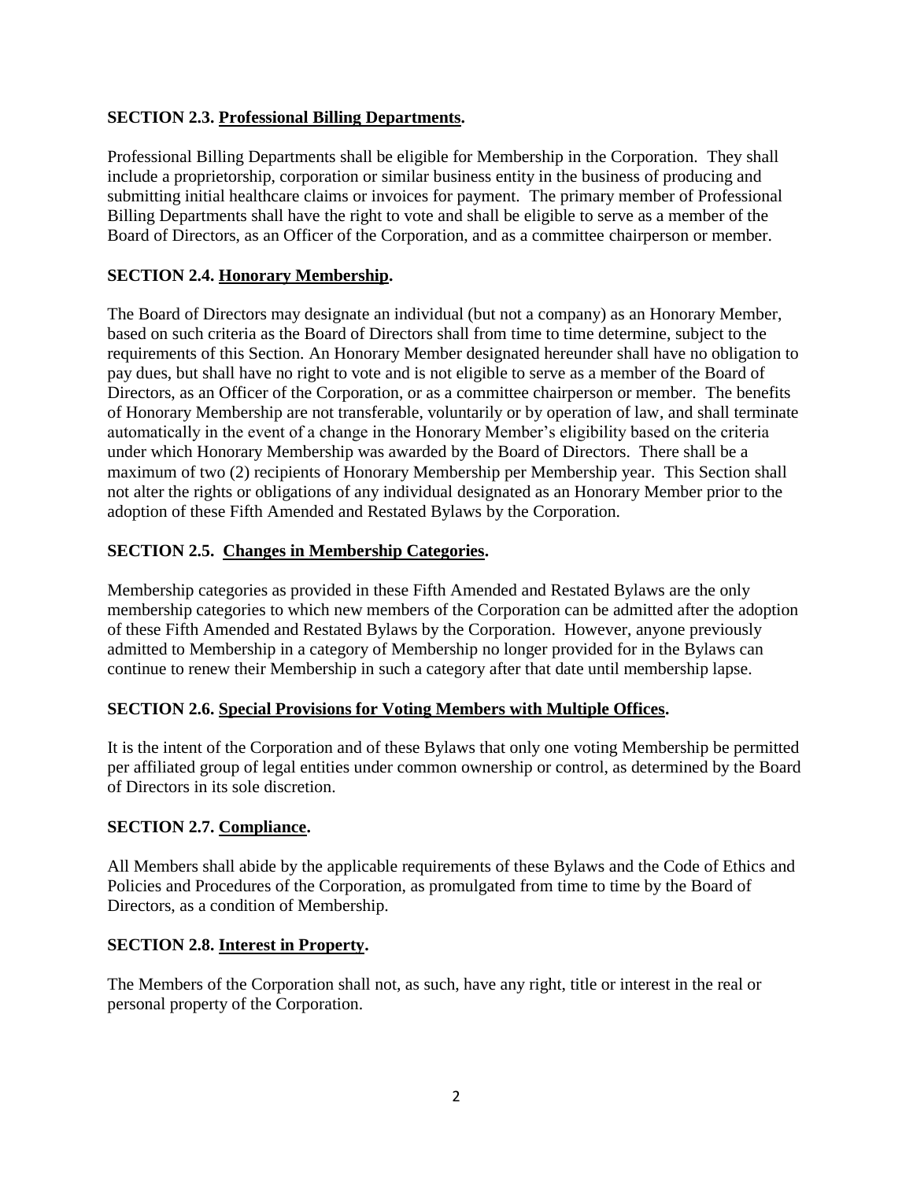### SECTION 2.3. <u>Professional Billing Departments</u>.

Professional Billing Departments shall be eligible for Membership in the Corporation. They shall include a proprietorship, corporation or similar business entity in the business of producing and submitting initial healthcare claims or invoices for payment. The primary member of Professional Billing Departments shall have the right to vote and shall be eligible to serve as a member of the Board of Directors, as an Officer of the Corporation, and as a committee chairperson or member.

### SECTION 2.4. <u>Honorary Membership</u>.

The Board of Directors may designate an individual (but not a company) as an Honorary Member, based on such criteria as the Board of Directors shall from time to time determine, subject to the requirements of this Section. An Honorary Member designated hereunder shall have no obligation to pay dues, but shall have no right to vote and is not eligible to serve as a member of the Board of Directors, as an Officer of the Corporation, or as a committee chairperson or member. The benefits of Honorary Membership are not transferable, voluntarily or by operation of law, and shall terminate automatically in the event of a change in the Honorary Member's eligibility based on the criteria under which Honorary Membership was awarded by the Board of Directors. There shall be a maximum of two (2) recipients of Honorary Membership per Membership year. This Section shall not alter the rights or obligations of any individual designated as an Honorary Member prior to the adoption of these Fifth Amended and Restated Bylaws by the Corporation.

### SECTION 2.5. <u>Changes in Membership Categories</u>.

Membership categories as provided in these Fifth Amended and Restated Bylaws are the only membership categories to which new members of the Corporation can be admitted after the adoption of these Fifth Amended and Restated Bylaws by the Corporation. However, anyone previously admitted to Membership in a category of Membership no longer provided for in the Bylaws can continue to renew their Membership in such a category after that date until membership lapse.

### SECTION 2.6. <u>Special Provisions for Voting Members with Multiple Offices</u>.

It is the intent of the Corporation and of these Bylaws that only one voting Membership be permitted per affiliated group of legal entities under common ownership or control, as determined by the Board of Directors in its sole discretion.

### SECTION 2.7. <u>Compliance</u>.

All Members shall abide by the applicable requirements of these Bylaws and the Code of Ethics and Policies and Procedures of the Corporation, as promulgated from time to time by the Board of Directors, as a condition of Membership.

### SECTION 2.8. <u>Interest in Property</u>.

The Members of the Corporation shall not, as such, have any right, title or interest in the real or personal property of the Corporation.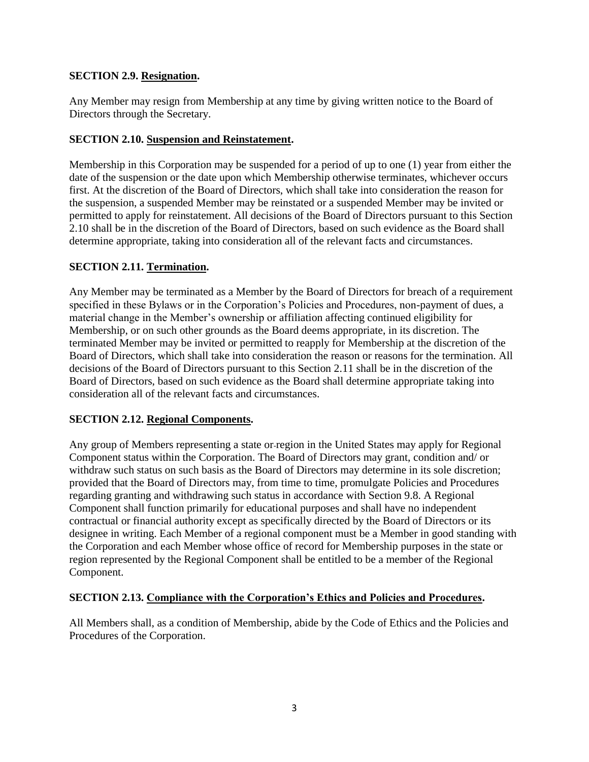**SECTION 2.9. Resignation.**

Any Member may resign from Membership at any time by giving written notice to the Board of Directors through the Secretary.

**SECTION 2.10. Suspension and Reinstatement.**

Membership in this Corporation may be suspended for a period of up to one (1) year from either the date of the suspension or the date upon which Membership otherwise terminates, whichever occurs first. At the discretion of the Board of Directors, which shall take into consideration the reason for the suspension, a suspended Member may be reinstated or a suspended Member may be invited or permitted to apply for reinstatement. All decisions of the Board of Directors pursuant to this Section 2.10 shall be in the discretion of the Board of Directors, based on such evidence as the Board shall determine appropriate, taking into consideration all of the relevant facts and circumstances.

**SECTION 2.11. Termination.**

Any Member may be terminated as a Member by the Board of Directors for breach of a requirement specified in these Bylaws or in the Corporation's Policies and Procedures, non-payment of dues, a material change in the Member's ownership or affiliation affecting continued eligibility for Membership, or on such other grounds as the Board deems appropriate, in its discretion. The terminated Member may be invited or permitted to reapply for Membership at the discretion of the Board of Directors, which shall take into consideration the reason or reasons for the termination. All decisions of the Board of Directors pursuant to this Section 2.11 shall be in the discretion of the Board of Directors, based on such evidence as the Board shall determine appropriate taking into consideration all of the relevant facts and circumstances.

**SECTION 2.12. Regional Components.**

Any group of Members representing a state or region in the United States may apply for Regional Component status within the Corporation. The Board of Directors may grant, condition and/ or withdraw such status on such basis as the Board of Directors may determine in its sole discretion; provided that the Board of Directors may, from time to time, promulgate Policies and Procedures regarding granting and withdrawing such status in accordance with Section 9.8. A Regional Component shall function primarily for educational purposes and shall have no independent contractual or financial authority except as specifically directed by the Board of Directors or its designee in writing. Each Member of a regional component must be a Member in good standing with the Corporation and each Member whose office of record for Membership purposes in the state or region represented by the Regional Component shall be entitled to be a member of the Regional Component.

**SECTION 2.13. Compliance with the Corporation's Ethics and Policies and Procedures.**

All Members shall, as a condition of Membership, abide by the Code of Ethics and the Policies and Procedures of the Corporation.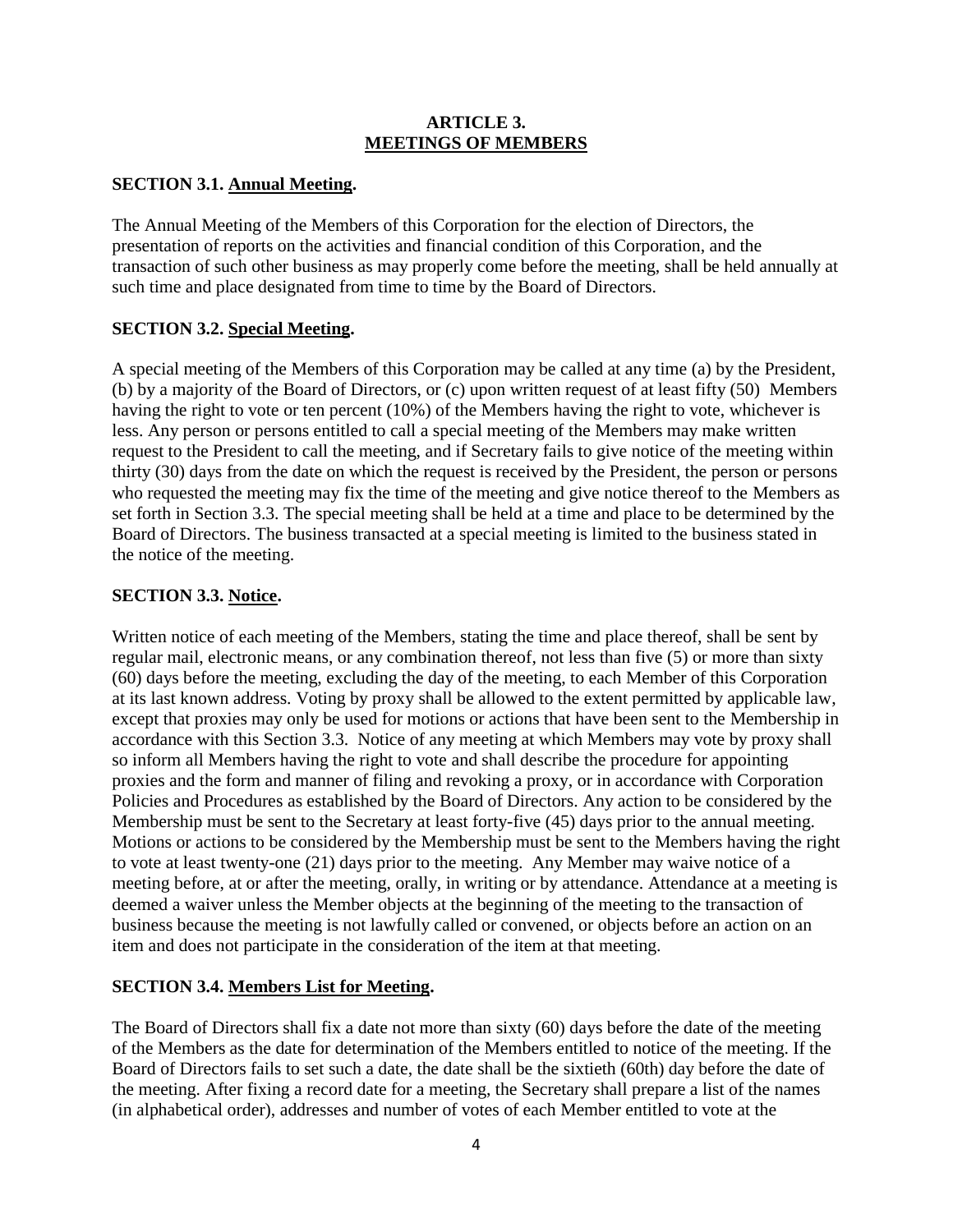## ARTICLE 3.
## MEETINGS OF MEMBERS

### SECTION 3.1. Annual Meeting.

The Annual Meeting of the Members of this Corporation for the election of Directors, the presentation of reports on the activities and financial condition of this Corporation, and the transaction of such other business as may properly come before the meeting, shall be held annually at such time and place designated from time to time by the Board of Directors.

### SECTION 3.2. Special Meeting.

A special meeting of the Members of this Corporation may be called at any time (a) by the President, (b) by a majority of the Board of Directors, or (c) upon written request of at least fifty (50) Members having the right to vote or ten percent (10%) of the Members having the right to vote, whichever is less. Any person or persons entitled to call a special meeting of the Members may make written request to the President to call the meeting, and if Secretary fails to give notice of the meeting within thirty (30) days from the date on which the request is received by the President, the person or persons who requested the meeting may fix the time of the meeting and give notice thereof to the Members as set forth in Section 3.3. The special meeting shall be held at a time and place to be determined by the Board of Directors. The business transacted at a special meeting is limited to the business stated in the notice of the meeting.

### SECTION 3.3. Notice.

Written notice of each meeting of the Members, stating the time and place thereof, shall be sent by regular mail, electronic means, or any combination thereof, not less than five (5) or more than sixty (60) days before the meeting, excluding the day of the meeting, to each Member of this Corporation at its last known address. Voting by proxy shall be allowed to the extent permitted by applicable law, except that proxies may only be used for motions or actions that have been sent to the Membership in accordance with this Section 3.3. Notice of any meeting at which Members may vote by proxy shall so inform all Members having the right to vote and shall describe the procedure for appointing proxies and the form and manner of filing and revoking a proxy, or in accordance with Corporation Policies and Procedures as established by the Board of Directors. Any action to be considered by the Membership must be sent to the Secretary at least forty-five (45) days prior to the annual meeting. Motions or actions to be considered by the Membership must be sent to the Members having the right to vote at least twenty-one (21) days prior to the meeting. Any Member may waive notice of a meeting before, at or after the meeting, orally, in writing or by attendance. Attendance at a meeting is deemed a waiver unless the Member objects at the beginning of the meeting to the transaction of business because the meeting is not lawfully called or convened, or objects before an action on an item and does not participate in the consideration of the item at that meeting.

### SECTION 3.4. Members List for Meeting.

The Board of Directors shall fix a date not more than sixty (60) days before the date of the meeting of the Members as the date for determination of the Members entitled to notice of the meeting. If the Board of Directors fails to set such a date, the date shall be the sixtieth (60th) day before the date of the meeting. After fixing a record date for a meeting, the Secretary shall prepare a list of the names (in alphabetical order), addresses and number of votes of each Member entitled to vote at the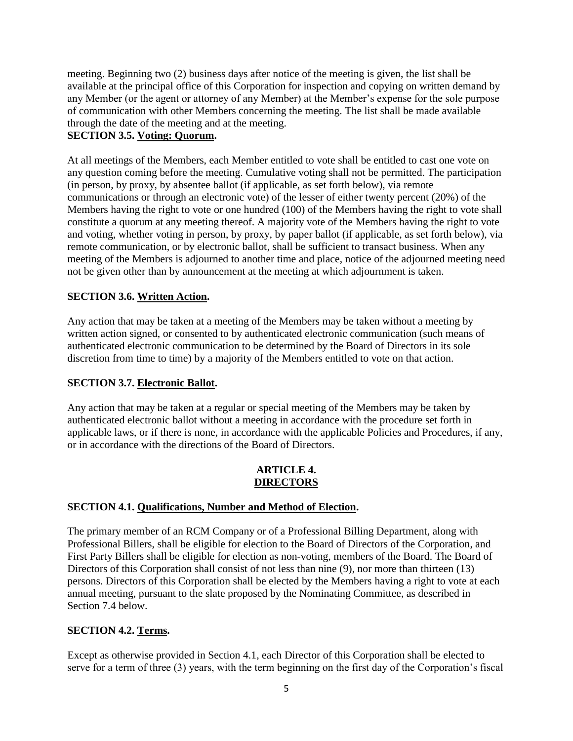meeting. Beginning two (2) business days after notice of the meeting is given, the list shall be available at the principal office of this Corporation for inspection and copying on written demand by any Member (or the agent or attorney of any Member) at the Member's expense for the sole purpose of communication with other Members concerning the meeting. The list shall be made available through the date of the meeting and at the meeting.

**SECTION 3.5. Voting: Quorum.**

At all meetings of the Members, each Member entitled to vote shall be entitled to cast one vote on any question coming before the meeting. Cumulative voting shall not be permitted. The participation (in person, by proxy, by absentee ballot (if applicable, as set forth below), via remote communications or through an electronic vote) of the lesser of either twenty percent (20%) of the Members having the right to vote or one hundred (100) of the Members having the right to vote shall constitute a quorum at any meeting thereof. A majority vote of the Members having the right to vote and voting, whether voting in person, by proxy, by paper ballot (if applicable, as set forth below), via remote communication, or by electronic ballot, shall be sufficient to transact business. When any meeting of the Members is adjourned to another time and place, notice of the adjourned meeting need not be given other than by announcement at the meeting at which adjournment is taken.

**SECTION 3.6. Written Action.**

Any action that may be taken at a meeting of the Members may be taken without a meeting by written action signed, or consented to by authenticated electronic communication (such means of authenticated electronic communication to be determined by the Board of Directors in its sole discretion from time to time) by a majority of the Members entitled to vote on that action.

**SECTION 3.7. Electronic Ballot.**

Any action that may be taken at a regular or special meeting of the Members may be taken by authenticated electronic ballot without a meeting in accordance with the procedure set forth in applicable laws, or if there is none, in accordance with the applicable Policies and Procedures, if any, or in accordance with the directions of the Board of Directors.

## ARTICLE 4.
## DIRECTORS

**SECTION 4.1. Qualifications, Number and Method of Election.**

The primary member of an RCM Company or of a Professional Billing Department, along with Professional Billers, shall be eligible for election to the Board of Directors of the Corporation, and First Party Billers shall be eligible for election as non-voting, members of the Board. The Board of Directors of this Corporation shall consist of not less than nine (9), nor more than thirteen (13) persons. Directors of this Corporation shall be elected by the Members having a right to vote at each annual meeting, pursuant to the slate proposed by the Nominating Committee, as described in Section 7.4 below.

**SECTION 4.2. Terms.**

Except as otherwise provided in Section 4.1, each Director of this Corporation shall be elected to serve for a term of three (3) years, with the term beginning on the first day of the Corporation's fiscal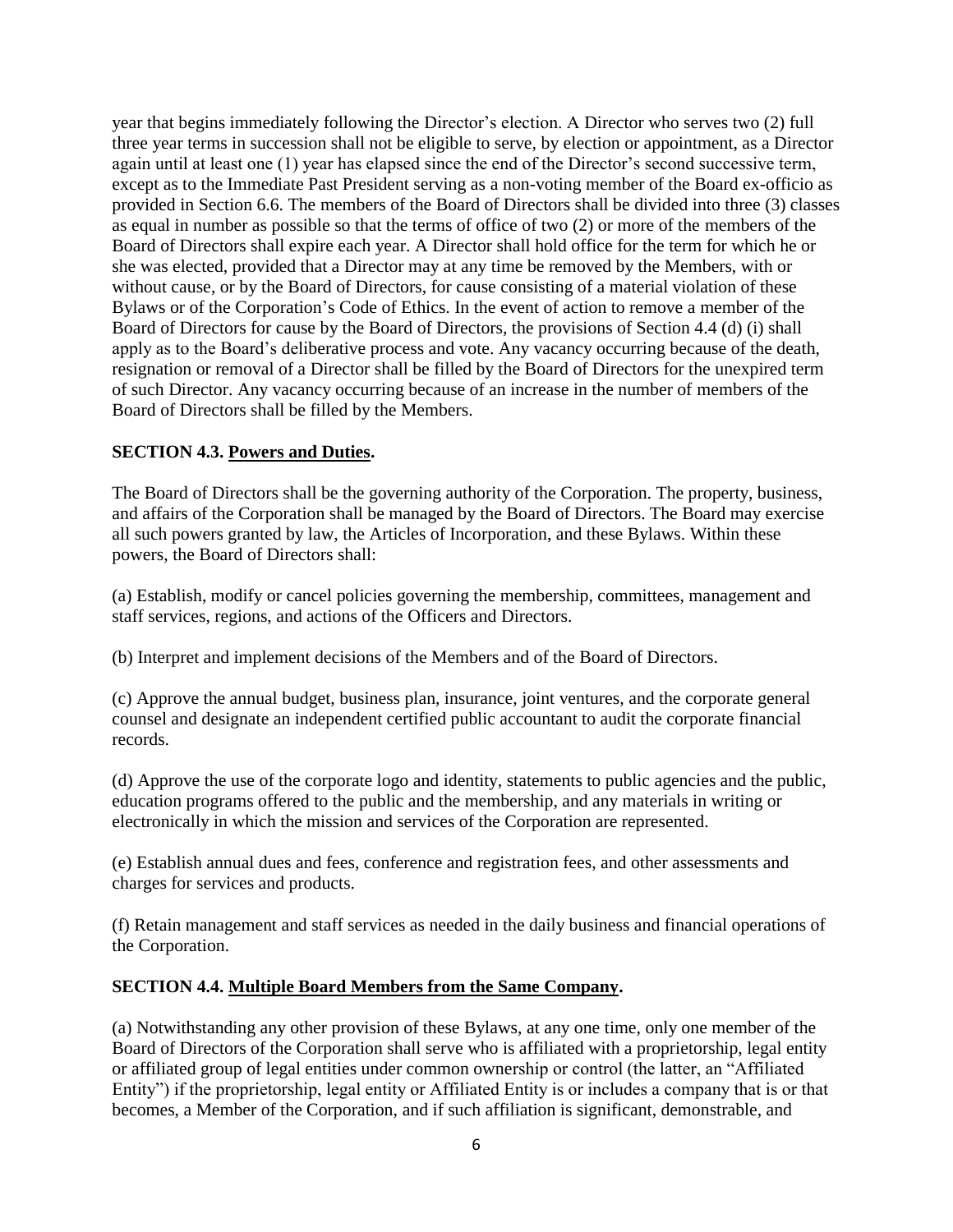year that begins immediately following the Director's election. A Director who serves two (2) full three year terms in succession shall not be eligible to serve, by election or appointment, as a Director again until at least one (1) year has elapsed since the end of the Director's second successive term, except as to the Immediate Past President serving as a non-voting member of the Board ex-officio as provided in Section 6.6. The members of the Board of Directors shall be divided into three (3) classes as equal in number as possible so that the terms of office of two (2) or more of the members of the Board of Directors shall expire each year. A Director shall hold office for the term for which he or she was elected, provided that a Director may at any time be removed by the Members, with or without cause, or by the Board of Directors, for cause consisting of a material violation of these Bylaws or of the Corporation's Code of Ethics. In the event of action to remove a member of the Board of Directors for cause by the Board of Directors, the provisions of Section 4.4 (d) (i) shall apply as to the Board's deliberative process and vote. Any vacancy occurring because of the death, resignation or removal of a Director shall be filled by the Board of Directors for the unexpired term of such Director. Any vacancy occurring because of an increase in the number of members of the Board of Directors shall be filled by the Members.

**SECTION 4.3. <u>Powers and Duties</u>.**

The Board of Directors shall be the governing authority of the Corporation. The property, business, and affairs of the Corporation shall be managed by the Board of Directors. The Board may exercise all such powers granted by law, the Articles of Incorporation, and these Bylaws. Within these powers, the Board of Directors shall:

(a) Establish, modify or cancel policies governing the membership, committees, management and staff services, regions, and actions of the Officers and Directors.

(b) Interpret and implement decisions of the Members and of the Board of Directors.

(c) Approve the annual budget, business plan, insurance, joint ventures, and the corporate general counsel and designate an independent certified public accountant to audit the corporate financial records.

(d) Approve the use of the corporate logo and identity, statements to public agencies and the public, education programs offered to the public and the membership, and any materials in writing or electronically in which the mission and services of the Corporation are represented.

(e) Establish annual dues and fees, conference and registration fees, and other assessments and charges for services and products.

(f) Retain management and staff services as needed in the daily business and financial operations of the Corporation.

**SECTION 4.4. <u>Multiple Board Members from the Same Company</u>.**

(a) Notwithstanding any other provision of these Bylaws, at any one time, only one member of the Board of Directors of the Corporation shall serve who is affiliated with a proprietorship, legal entity or affiliated group of legal entities under common ownership or control (the latter, an "Affiliated Entity") if the proprietorship, legal entity or Affiliated Entity is or includes a company that is or that becomes, a Member of the Corporation, and if such affiliation is significant, demonstrable, and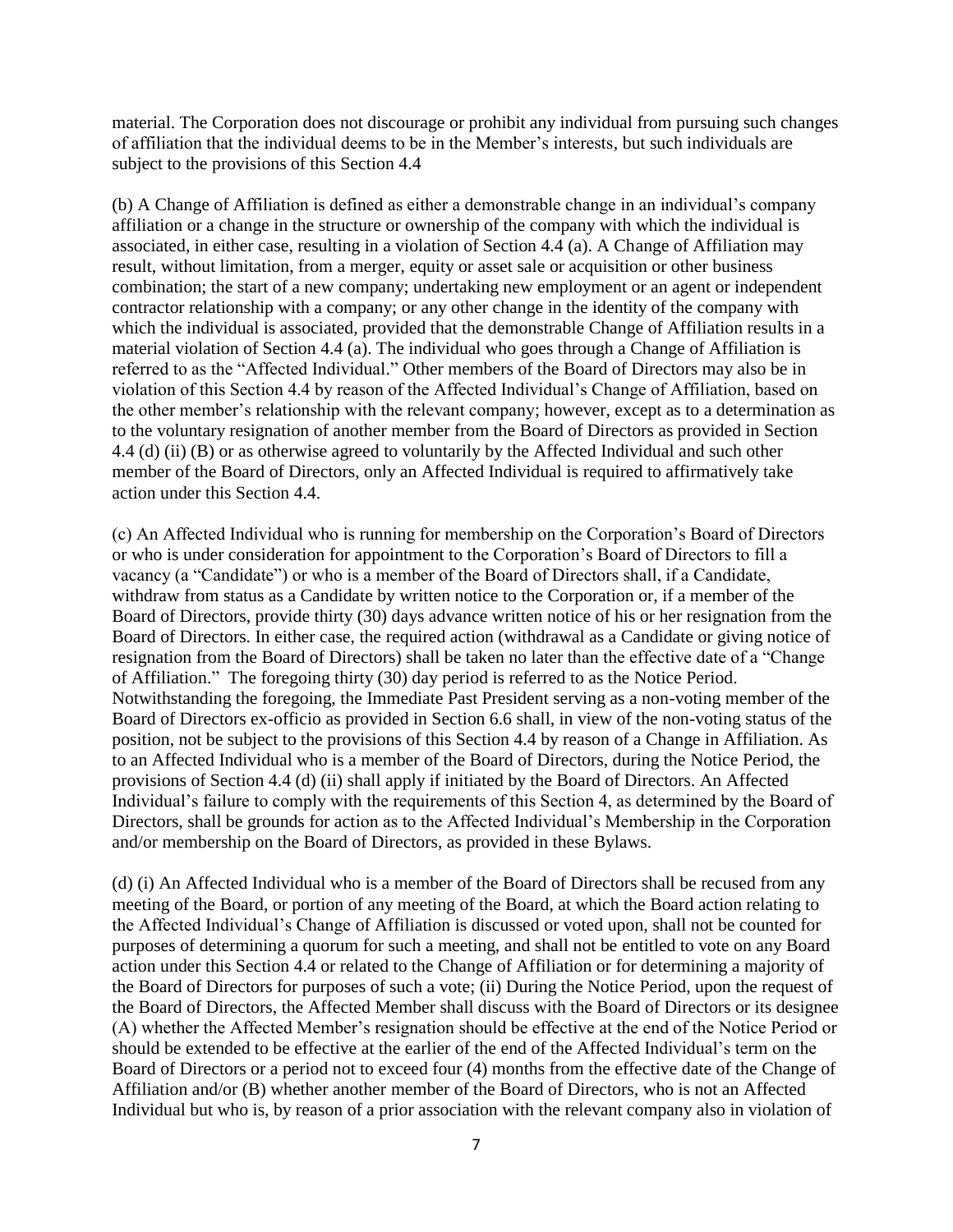material. The Corporation does not discourage or prohibit any individual from pursuing such changes of affiliation that the individual deems to be in the Member's interests, but such individuals are subject to the provisions of this Section 4.4

(b) A Change of Affiliation is defined as either a demonstrable change in an individual's company affiliation or a change in the structure or ownership of the company with which the individual is associated, in either case, resulting in a violation of Section 4.4 (a). A Change of Affiliation may result, without limitation, from a merger, equity or asset sale or acquisition or other business combination; the start of a new company; undertaking new employment or an agent or independent contractor relationship with a company; or any other change in the identity of the company with which the individual is associated, provided that the demonstrable Change of Affiliation results in a material violation of Section 4.4 (a). The individual who goes through a Change of Affiliation is referred to as the "Affected Individual." Other members of the Board of Directors may also be in violation of this Section 4.4 by reason of the Affected Individual's Change of Affiliation, based on the other member's relationship with the relevant company; however, except as to a determination as to the voluntary resignation of another member from the Board of Directors as provided in Section 4.4 (d) (ii) (B) or as otherwise agreed to voluntarily by the Affected Individual and such other member of the Board of Directors, only an Affected Individual is required to affirmatively take action under this Section 4.4.

(c) An Affected Individual who is running for membership on the Corporation's Board of Directors or who is under consideration for appointment to the Corporation's Board of Directors to fill a vacancy (a "Candidate") or who is a member of the Board of Directors shall, if a Candidate, withdraw from status as a Candidate by written notice to the Corporation or, if a member of the Board of Directors, provide thirty (30) days advance written notice of his or her resignation from the Board of Directors. In either case, the required action (withdrawal as a Candidate or giving notice of resignation from the Board of Directors) shall be taken no later than the effective date of a "Change of Affiliation." The foregoing thirty (30) day period is referred to as the Notice Period. Notwithstanding the foregoing, the Immediate Past President serving as a non-voting member of the Board of Directors ex-officio as provided in Section 6.6 shall, in view of the non-voting status of the position, not be subject to the provisions of this Section 4.4 by reason of a Change in Affiliation. As to an Affected Individual who is a member of the Board of Directors, during the Notice Period, the provisions of Section 4.4 (d) (ii) shall apply if initiated by the Board of Directors. An Affected Individual's failure to comply with the requirements of this Section 4, as determined by the Board of Directors, shall be grounds for action as to the Affected Individual's Membership in the Corporation and/or membership on the Board of Directors, as provided in these Bylaws.

(d) (i) An Affected Individual who is a member of the Board of Directors shall be recused from any meeting of the Board, or portion of any meeting of the Board, at which the Board action relating to the Affected Individual's Change of Affiliation is discussed or voted upon, shall not be counted for purposes of determining a quorum for such a meeting, and shall not be entitled to vote on any Board action under this Section 4.4 or related to the Change of Affiliation or for determining a majority of the Board of Directors for purposes of such a vote; (ii) During the Notice Period, upon the request of the Board of Directors, the Affected Member shall discuss with the Board of Directors or its designee (A) whether the Affected Member's resignation should be effective at the end of the Notice Period or should be extended to be effective at the earlier of the end of the Affected Individual's term on the Board of Directors or a period not to exceed four (4) months from the effective date of the Change of Affiliation and/or (B) whether another member of the Board of Directors, who is not an Affected Individual but who is, by reason of a prior association with the relevant company also in violation of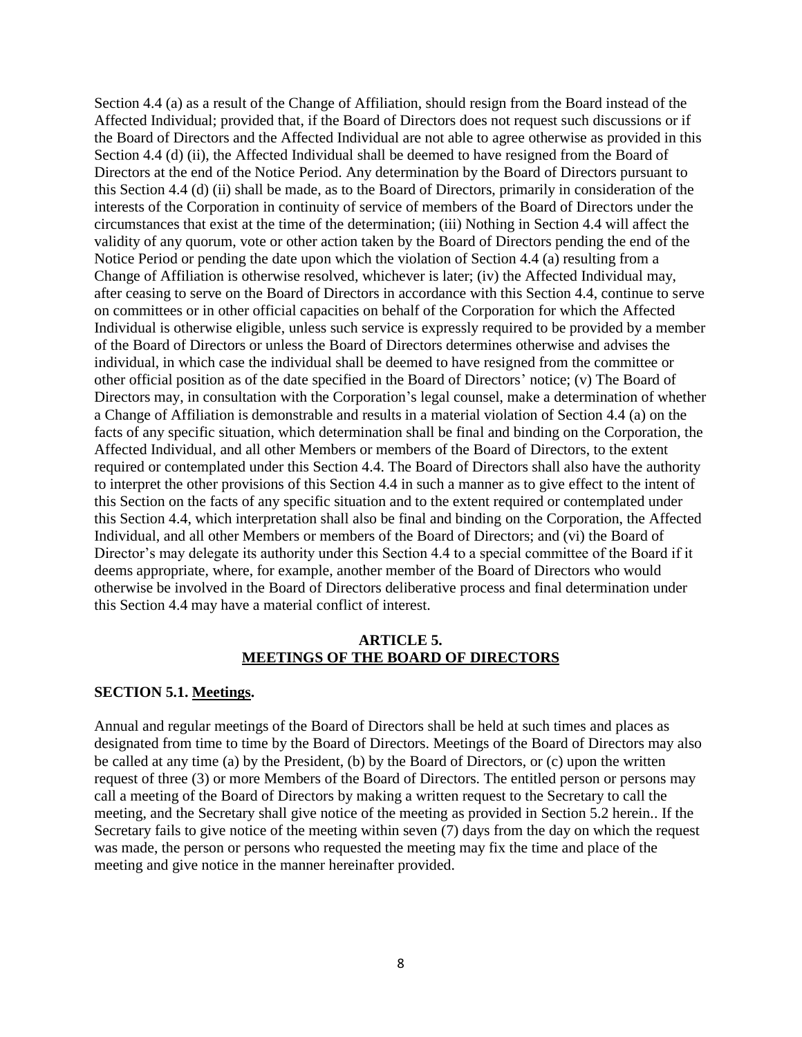Section 4.4 (a) as a result of the Change of Affiliation, should resign from the Board instead of the Affected Individual; provided that, if the Board of Directors does not request such discussions or if the Board of Directors and the Affected Individual are not able to agree otherwise as provided in this Section 4.4 (d) (ii), the Affected Individual shall be deemed to have resigned from the Board of Directors at the end of the Notice Period. Any determination by the Board of Directors pursuant to this Section 4.4 (d) (ii) shall be made, as to the Board of Directors, primarily in consideration of the interests of the Corporation in continuity of service of members of the Board of Directors under the circumstances that exist at the time of the determination; (iii) Nothing in Section 4.4 will affect the validity of any quorum, vote or other action taken by the Board of Directors pending the end of the Notice Period or pending the date upon which the violation of Section 4.4 (a) resulting from a Change of Affiliation is otherwise resolved, whichever is later; (iv) the Affected Individual may, after ceasing to serve on the Board of Directors in accordance with this Section 4.4, continue to serve on committees or in other official capacities on behalf of the Corporation for which the Affected Individual is otherwise eligible, unless such service is expressly required to be provided by a member of the Board of Directors or unless the Board of Directors determines otherwise and advises the individual, in which case the individual shall be deemed to have resigned from the committee or other official position as of the date specified in the Board of Directors' notice; (v) The Board of Directors may, in consultation with the Corporation's legal counsel, make a determination of whether a Change of Affiliation is demonstrable and results in a material violation of Section 4.4 (a) on the facts of any specific situation, which determination shall be final and binding on the Corporation, the Affected Individual, and all other Members or members of the Board of Directors, to the extent required or contemplated under this Section 4.4. The Board of Directors shall also have the authority to interpret the other provisions of this Section 4.4 in such a manner as to give effect to the intent of this Section on the facts of any specific situation and to the extent required or contemplated under this Section 4.4, which interpretation shall also be final and binding on the Corporation, the Affected Individual, and all other Members or members of the Board of Directors; and (vi) the Board of Director's may delegate its authority under this Section 4.4 to a special committee of the Board if it deems appropriate, where, for example, another member of the Board of Directors who would otherwise be involved in the Board of Directors deliberative process and final determination under this Section 4.4 may have a material conflict of interest.

## ARTICLE 5.
## MEETINGS OF THE BOARD OF DIRECTORS

**SECTION 5.1. Meetings.**

Annual and regular meetings of the Board of Directors shall be held at such times and places as designated from time to time by the Board of Directors. Meetings of the Board of Directors may also be called at any time (a) by the President, (b) by the Board of Directors, or (c) upon the written request of three (3) or more Members of the Board of Directors. The entitled person or persons may call a meeting of the Board of Directors by making a written request to the Secretary to call the meeting, and the Secretary shall give notice of the meeting as provided in Section 5.2 herein.. If the Secretary fails to give notice of the meeting within seven (7) days from the day on which the request was made, the person or persons who requested the meeting may fix the time and place of the meeting and give notice in the manner hereinafter provided.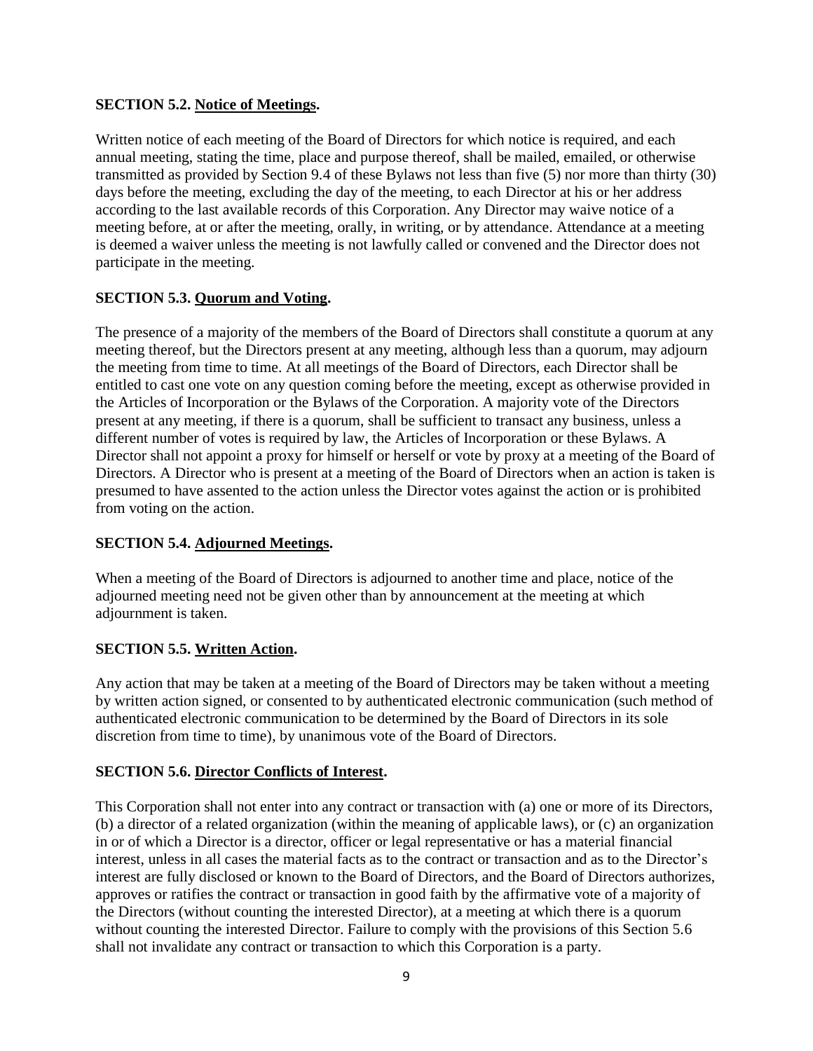### SECTION 5.2. <u>Notice of Meetings</u>.

Written notice of each meeting of the Board of Directors for which notice is required, and each annual meeting, stating the time, place and purpose thereof, shall be mailed, emailed, or otherwise transmitted as provided by Section 9.4 of these Bylaws not less than five (5) nor more than thirty (30) days before the meeting, excluding the day of the meeting, to each Director at his or her address according to the last available records of this Corporation. Any Director may waive notice of a meeting before, at or after the meeting, orally, in writing, or by attendance. Attendance at a meeting is deemed a waiver unless the meeting is not lawfully called or convened and the Director does not participate in the meeting.

### SECTION 5.3. <u>Quorum and Voting</u>.

The presence of a majority of the members of the Board of Directors shall constitute a quorum at any meeting thereof, but the Directors present at any meeting, although less than a quorum, may adjourn the meeting from time to time. At all meetings of the Board of Directors, each Director shall be entitled to cast one vote on any question coming before the meeting, except as otherwise provided in the Articles of Incorporation or the Bylaws of the Corporation. A majority vote of the Directors present at any meeting, if there is a quorum, shall be sufficient to transact any business, unless a different number of votes is required by law, the Articles of Incorporation or these Bylaws. A Director shall not appoint a proxy for himself or herself or vote by proxy at a meeting of the Board of Directors. A Director who is present at a meeting of the Board of Directors when an action is taken is presumed to have assented to the action unless the Director votes against the action or is prohibited from voting on the action.

### SECTION 5.4. <u>Adjourned Meetings</u>.

When a meeting of the Board of Directors is adjourned to another time and place, notice of the adjourned meeting need not be given other than by announcement at the meeting at which adjournment is taken.

### SECTION 5.5. <u>Written Action</u>.

Any action that may be taken at a meeting of the Board of Directors may be taken without a meeting by written action signed, or consented to by authenticated electronic communication (such method of authenticated electronic communication to be determined by the Board of Directors in its sole discretion from time to time), by unanimous vote of the Board of Directors.

### SECTION 5.6. <u>Director Conflicts of Interest</u>.

This Corporation shall not enter into any contract or transaction with (a) one or more of its Directors, (b) a director of a related organization (within the meaning of applicable laws), or (c) an organization in or of which a Director is a director, officer or legal representative or has a material financial interest, unless in all cases the material facts as to the contract or transaction and as to the Director's interest are fully disclosed or known to the Board of Directors, and the Board of Directors authorizes, approves or ratifies the contract or transaction in good faith by the affirmative vote of a majority of the Directors (without counting the interested Director), at a meeting at which there is a quorum without counting the interested Director. Failure to comply with the provisions of this Section 5.6 shall not invalidate any contract or transaction to which this Corporation is a party.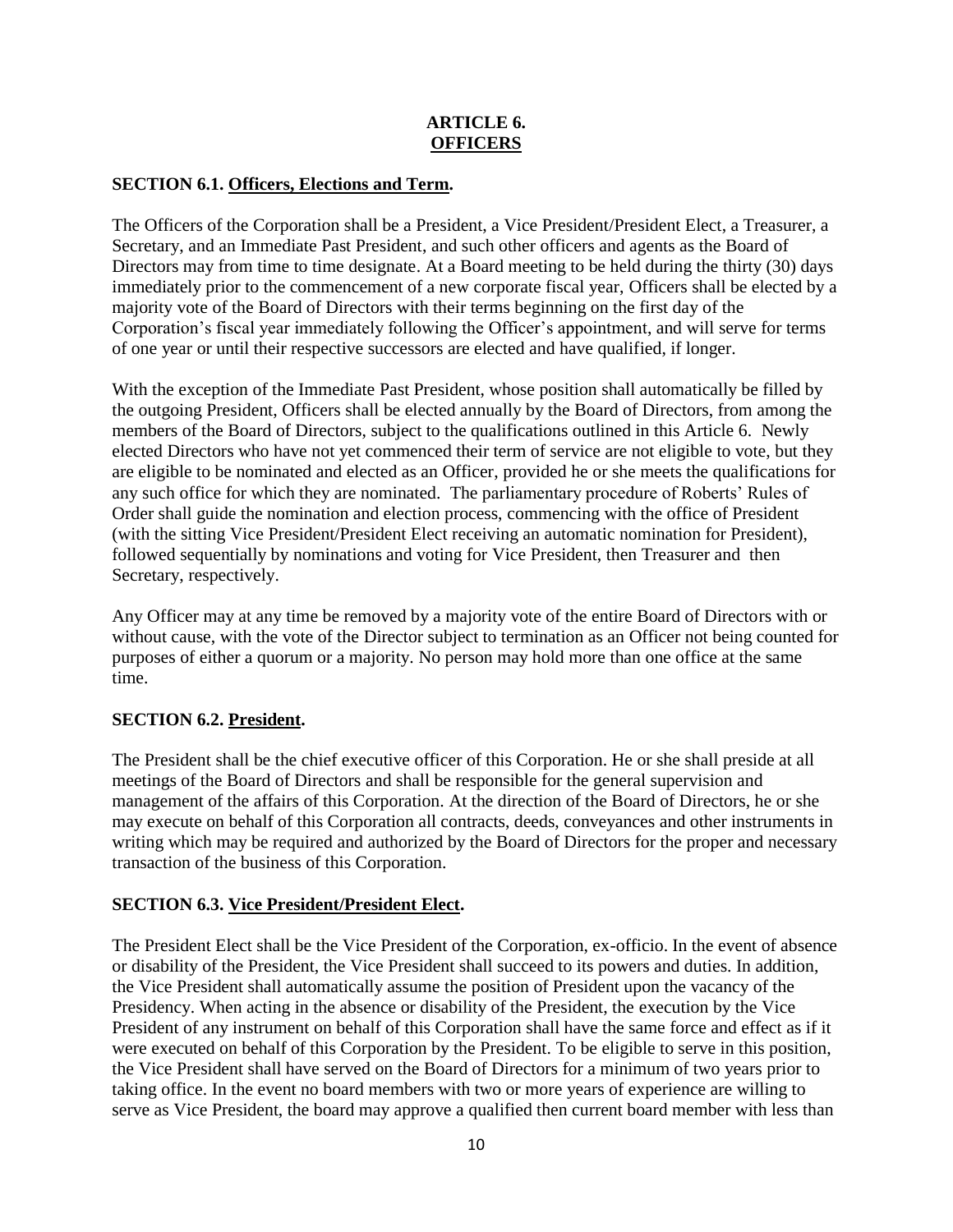## ARTICLE 6.
## OFFICERS

**SECTION 6.1. Officers, Elections and Term.**

The Officers of the Corporation shall be a President, a Vice President/President Elect, a Treasurer, a Secretary, and an Immediate Past President, and such other officers and agents as the Board of Directors may from time to time designate. At a Board meeting to be held during the thirty (30) days immediately prior to the commencement of a new corporate fiscal year, Officers shall be elected by a majority vote of the Board of Directors with their terms beginning on the first day of the Corporation's fiscal year immediately following the Officer's appointment, and will serve for terms of one year or until their respective successors are elected and have qualified, if longer.

With the exception of the Immediate Past President, whose position shall automatically be filled by the outgoing President, Officers shall be elected annually by the Board of Directors, from among the members of the Board of Directors, subject to the qualifications outlined in this Article 6. Newly elected Directors who have not yet commenced their term of service are not eligible to vote, but they are eligible to be nominated and elected as an Officer, provided he or she meets the qualifications for any such office for which they are nominated. The parliamentary procedure of Roberts' Rules of Order shall guide the nomination and election process, commencing with the office of President (with the sitting Vice President/President Elect receiving an automatic nomination for President), followed sequentially by nominations and voting for Vice President, then Treasurer and then Secretary, respectively.

Any Officer may at any time be removed by a majority vote of the entire Board of Directors with or without cause, with the vote of the Director subject to termination as an Officer not being counted for purposes of either a quorum or a majority. No person may hold more than one office at the same time.

**SECTION 6.2. President.**

The President shall be the chief executive officer of this Corporation. He or she shall preside at all meetings of the Board of Directors and shall be responsible for the general supervision and management of the affairs of this Corporation. At the direction of the Board of Directors, he or she may execute on behalf of this Corporation all contracts, deeds, conveyances and other instruments in writing which may be required and authorized by the Board of Directors for the proper and necessary transaction of the business of this Corporation.

**SECTION 6.3. Vice President/President Elect.**

The President Elect shall be the Vice President of the Corporation, ex-officio. In the event of absence or disability of the President, the Vice President shall succeed to its powers and duties. In addition, the Vice President shall automatically assume the position of President upon the vacancy of the Presidency. When acting in the absence or disability of the President, the execution by the Vice President of any instrument on behalf of this Corporation shall have the same force and effect as if it were executed on behalf of this Corporation by the President. To be eligible to serve in this position, the Vice President shall have served on the Board of Directors for a minimum of two years prior to taking office. In the event no board members with two or more years of experience are willing to serve as Vice President, the board may approve a qualified then current board member with less than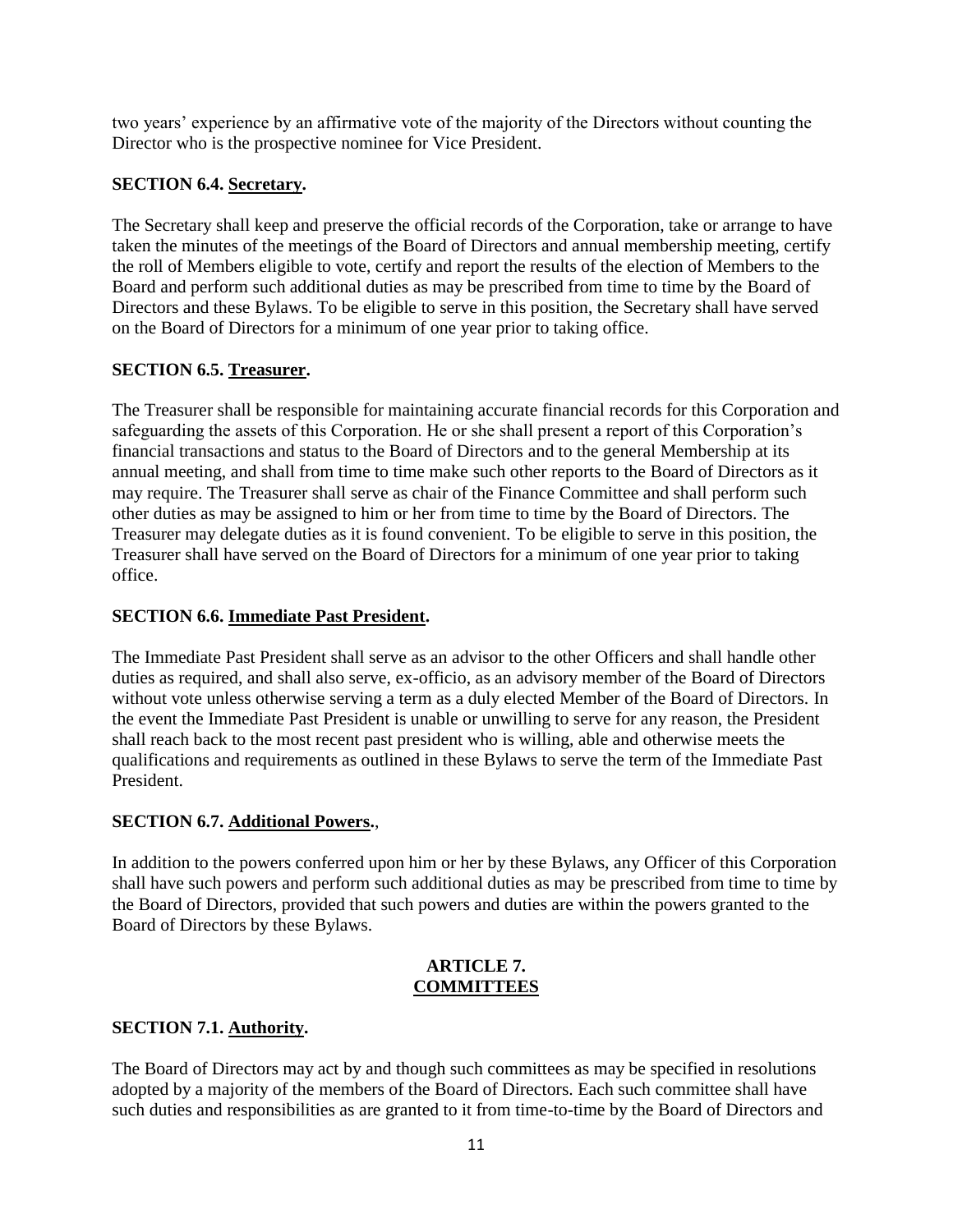two years' experience by an affirmative vote of the majority of the Directors without counting the Director who is the prospective nominee for Vice President.

**SECTION 6.4. Secretary.**

The Secretary shall keep and preserve the official records of the Corporation, take or arrange to have taken the minutes of the meetings of the Board of Directors and annual membership meeting, certify the roll of Members eligible to vote, certify and report the results of the election of Members to the Board and perform such additional duties as may be prescribed from time to time by the Board of Directors and these Bylaws. To be eligible to serve in this position, the Secretary shall have served on the Board of Directors for a minimum of one year prior to taking office.

**SECTION 6.5. Treasurer.**

The Treasurer shall be responsible for maintaining accurate financial records for this Corporation and safeguarding the assets of this Corporation. He or she shall present a report of this Corporation's financial transactions and status to the Board of Directors and to the general Membership at its annual meeting, and shall from time to time make such other reports to the Board of Directors as it may require. The Treasurer shall serve as chair of the Finance Committee and shall perform such other duties as may be assigned to him or her from time to time by the Board of Directors. The Treasurer may delegate duties as it is found convenient. To be eligible to serve in this position, the Treasurer shall have served on the Board of Directors for a minimum of one year prior to taking office.

**SECTION 6.6. Immediate Past President.**

The Immediate Past President shall serve as an advisor to the other Officers and shall handle other duties as required, and shall also serve, ex-officio, as an advisory member of the Board of Directors without vote unless otherwise serving a term as a duly elected Member of the Board of Directors. In the event the Immediate Past President is unable or unwilling to serve for any reason, the President shall reach back to the most recent past president who is willing, able and otherwise meets the qualifications and requirements as outlined in these Bylaws to serve the term of the Immediate Past President.

**SECTION 6.7. Additional Powers.**,

In addition to the powers conferred upon him or her by these Bylaws, any Officer of this Corporation shall have such powers and perform such additional duties as may be prescribed from time to time by the Board of Directors, provided that such powers and duties are within the powers granted to the Board of Directors by these Bylaws.

## ARTICLE 7. COMMITTEES

**SECTION 7.1. Authority.**

The Board of Directors may act by and though such committees as may be specified in resolutions adopted by a majority of the members of the Board of Directors. Each such committee shall have such duties and responsibilities as are granted to it from time-to-time by the Board of Directors and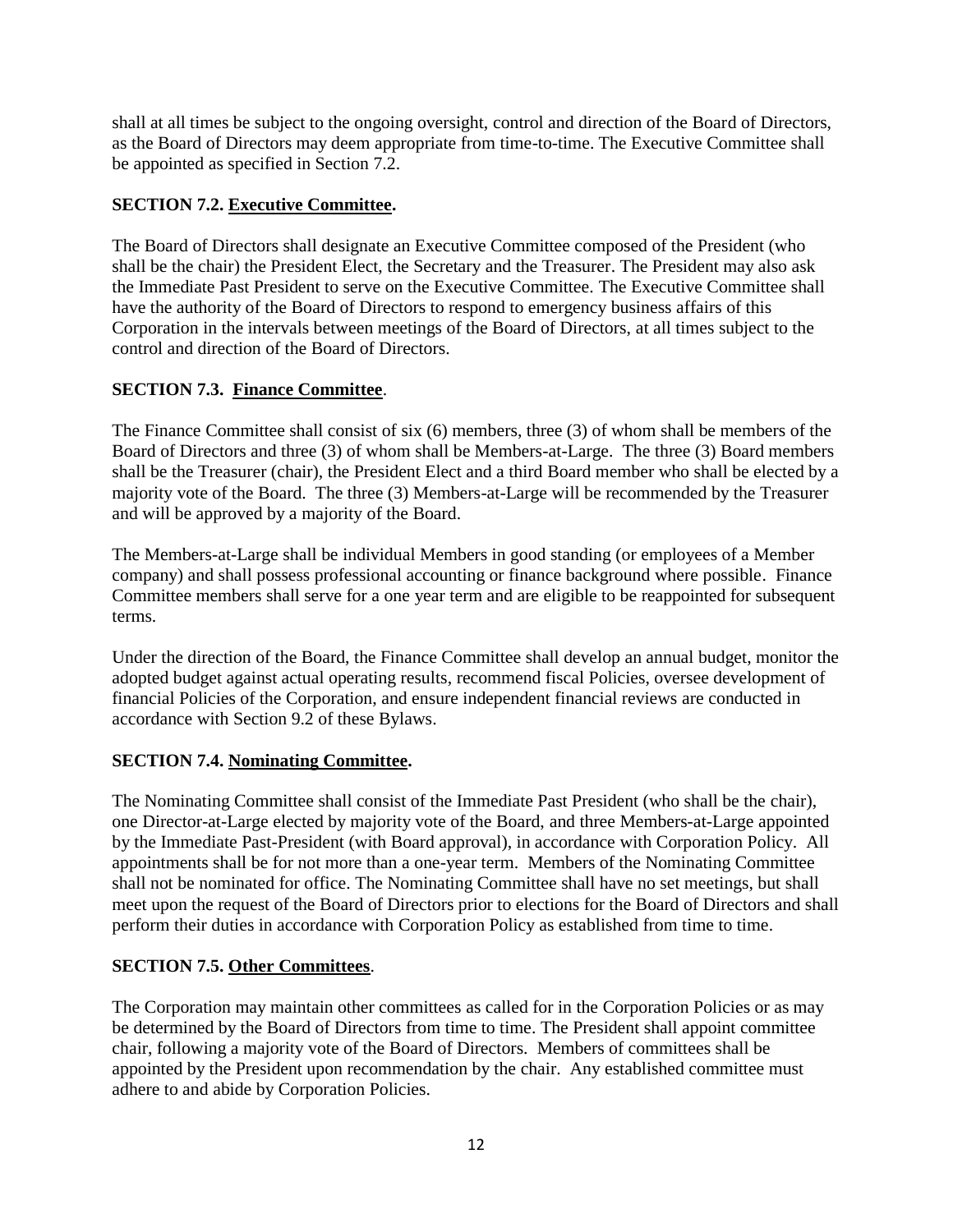shall at all times be subject to the ongoing oversight, control and direction of the Board of Directors, as the Board of Directors may deem appropriate from time-to-time. The Executive Committee shall be appointed as specified in Section 7.2.

**SECTION 7.2. Executive Committee.**

The Board of Directors shall designate an Executive Committee composed of the President (who shall be the chair) the President Elect, the Secretary and the Treasurer. The President may also ask the Immediate Past President to serve on the Executive Committee. The Executive Committee shall have the authority of the Board of Directors to respond to emergency business affairs of this Corporation in the intervals between meetings of the Board of Directors, at all times subject to the control and direction of the Board of Directors.

**SECTION 7.3. Finance Committee**.

The Finance Committee shall consist of six (6) members, three (3) of whom shall be members of the Board of Directors and three (3) of whom shall be Members-at-Large. The three (3) Board members shall be the Treasurer (chair), the President Elect and a third Board member who shall be elected by a majority vote of the Board. The three (3) Members-at-Large will be recommended by the Treasurer and will be approved by a majority of the Board.

The Members-at-Large shall be individual Members in good standing (or employees of a Member company) and shall possess professional accounting or finance background where possible. Finance Committee members shall serve for a one year term and are eligible to be reappointed for subsequent terms.

Under the direction of the Board, the Finance Committee shall develop an annual budget, monitor the adopted budget against actual operating results, recommend fiscal Policies, oversee development of financial Policies of the Corporation, and ensure independent financial reviews are conducted in accordance with Section 9.2 of these Bylaws.

**SECTION 7.4. Nominating Committee.**

The Nominating Committee shall consist of the Immediate Past President (who shall be the chair), one Director-at-Large elected by majority vote of the Board, and three Members-at-Large appointed by the Immediate Past-President (with Board approval), in accordance with Corporation Policy. All appointments shall be for not more than a one-year term. Members of the Nominating Committee shall not be nominated for office. The Nominating Committee shall have no set meetings, but shall meet upon the request of the Board of Directors prior to elections for the Board of Directors and shall perform their duties in accordance with Corporation Policy as established from time to time.

**SECTION 7.5. Other Committees**.

The Corporation may maintain other committees as called for in the Corporation Policies or as may be determined by the Board of Directors from time to time. The President shall appoint committee chair, following a majority vote of the Board of Directors. Members of committees shall be appointed by the President upon recommendation by the chair. Any established committee must adhere to and abide by Corporation Policies.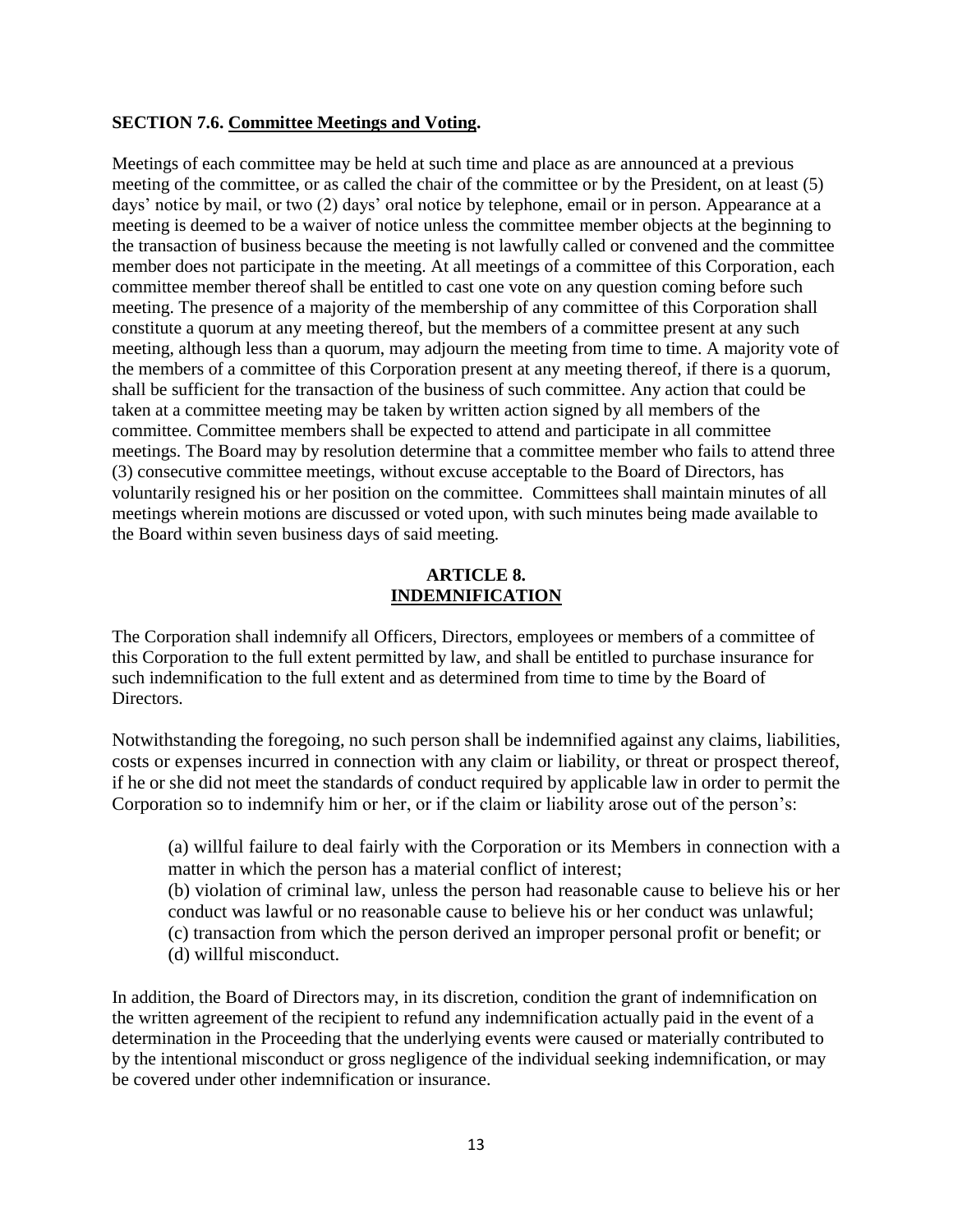**SECTION 7.6. Committee Meetings and Voting.**

Meetings of each committee may be held at such time and place as are announced at a previous meeting of the committee, or as called the chair of the committee or by the President, on at least (5) days' notice by mail, or two (2) days' oral notice by telephone, email or in person. Appearance at a meeting is deemed to be a waiver of notice unless the committee member objects at the beginning to the transaction of business because the meeting is not lawfully called or convened and the committee member does not participate in the meeting. At all meetings of a committee of this Corporation, each committee member thereof shall be entitled to cast one vote on any question coming before such meeting. The presence of a majority of the membership of any committee of this Corporation shall constitute a quorum at any meeting thereof, but the members of a committee present at any such meeting, although less than a quorum, may adjourn the meeting from time to time. A majority vote of the members of a committee of this Corporation present at any meeting thereof, if there is a quorum, shall be sufficient for the transaction of the business of such committee. Any action that could be taken at a committee meeting may be taken by written action signed by all members of the committee. Committee members shall be expected to attend and participate in all committee meetings. The Board may by resolution determine that a committee member who fails to attend three (3) consecutive committee meetings, without excuse acceptable to the Board of Directors, has voluntarily resigned his or her position on the committee. Committees shall maintain minutes of all meetings wherein motions are discussed or voted upon, with such minutes being made available to the Board within seven business days of said meeting.

## ARTICLE 8.
## INDEMNIFICATION

The Corporation shall indemnify all Officers, Directors, employees or members of a committee of this Corporation to the full extent permitted by law, and shall be entitled to purchase insurance for such indemnification to the full extent and as determined from time to time by the Board of Directors.

Notwithstanding the foregoing, no such person shall be indemnified against any claims, liabilities, costs or expenses incurred in connection with any claim or liability, or threat or prospect thereof, if he or she did not meet the standards of conduct required by applicable law in order to permit the Corporation so to indemnify him or her, or if the claim or liability arose out of the person's:

(a) willful failure to deal fairly with the Corporation or its Members in connection with a matter in which the person has a material conflict of interest;
(b) violation of criminal law, unless the person had reasonable cause to believe his or her conduct was lawful or no reasonable cause to believe his or her conduct was unlawful;
(c) transaction from which the person derived an improper personal profit or benefit; or
(d) willful misconduct.

In addition, the Board of Directors may, in its discretion, condition the grant of indemnification on the written agreement of the recipient to refund any indemnification actually paid in the event of a determination in the Proceeding that the underlying events were caused or materially contributed to by the intentional misconduct or gross negligence of the individual seeking indemnification, or may be covered under other indemnification or insurance.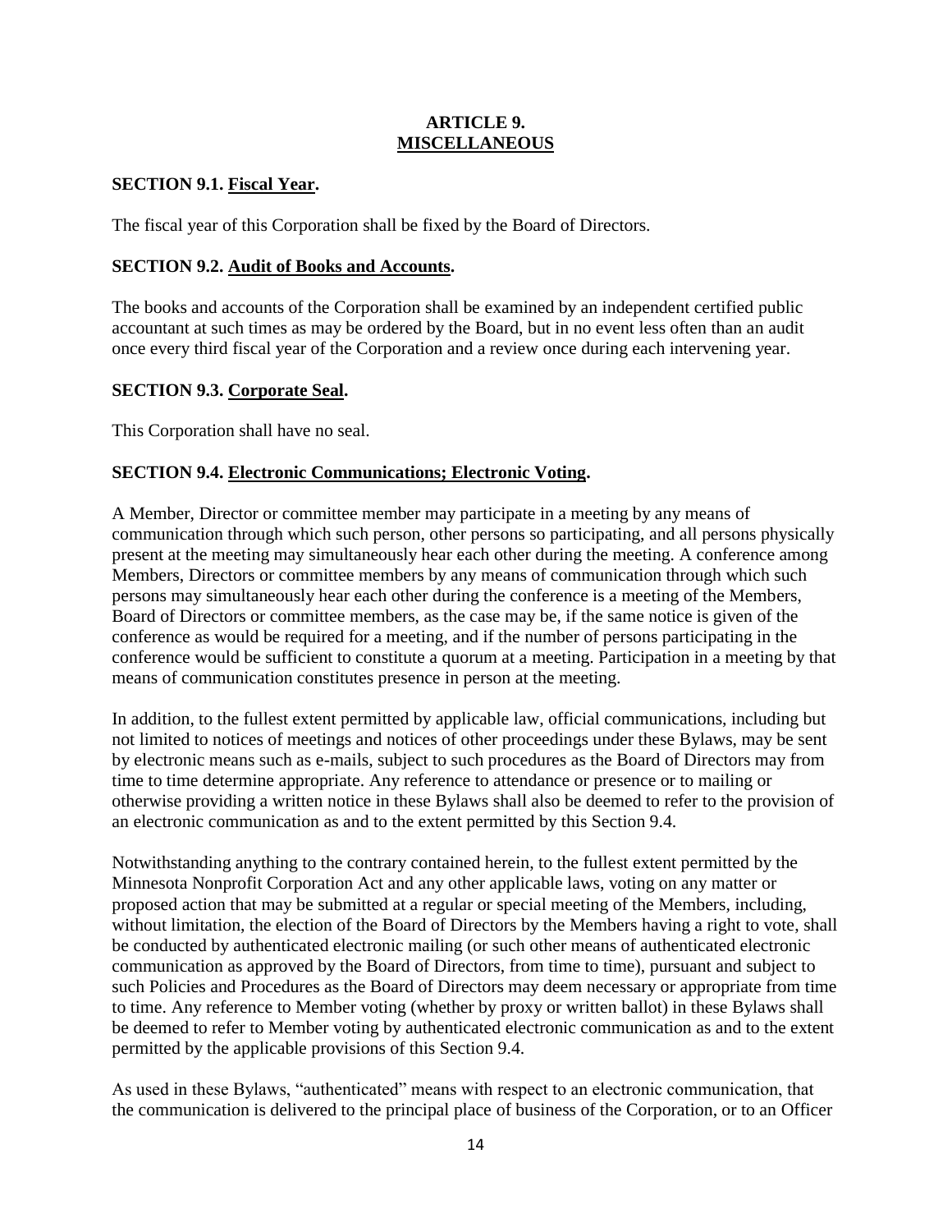# ARTICLE 9.
# MISCELLANEOUS

**SECTION 9.1. Fiscal Year.**

The fiscal year of this Corporation shall be fixed by the Board of Directors.

**SECTION 9.2. Audit of Books and Accounts.**

The books and accounts of the Corporation shall be examined by an independent certified public accountant at such times as may be ordered by the Board, but in no event less often than an audit once every third fiscal year of the Corporation and a review once during each intervening year.

**SECTION 9.3. Corporate Seal.**

This Corporation shall have no seal.

**SECTION 9.4. Electronic Communications; Electronic Voting.**

A Member, Director or committee member may participate in a meeting by any means of communication through which such person, other persons so participating, and all persons physically present at the meeting may simultaneously hear each other during the meeting. A conference among Members, Directors or committee members by any means of communication through which such persons may simultaneously hear each other during the conference is a meeting of the Members, Board of Directors or committee members, as the case may be, if the same notice is given of the conference as would be required for a meeting, and if the number of persons participating in the conference would be sufficient to constitute a quorum at a meeting. Participation in a meeting by that means of communication constitutes presence in person at the meeting.

In addition, to the fullest extent permitted by applicable law, official communications, including but not limited to notices of meetings and notices of other proceedings under these Bylaws, may be sent by electronic means such as e-mails, subject to such procedures as the Board of Directors may from time to time determine appropriate. Any reference to attendance or presence or to mailing or otherwise providing a written notice in these Bylaws shall also be deemed to refer to the provision of an electronic communication as and to the extent permitted by this Section 9.4.

Notwithstanding anything to the contrary contained herein, to the fullest extent permitted by the Minnesota Nonprofit Corporation Act and any other applicable laws, voting on any matter or proposed action that may be submitted at a regular or special meeting of the Members, including, without limitation, the election of the Board of Directors by the Members having a right to vote, shall be conducted by authenticated electronic mailing (or such other means of authenticated electronic communication as approved by the Board of Directors, from time to time), pursuant and subject to such Policies and Procedures as the Board of Directors may deem necessary or appropriate from time to time. Any reference to Member voting (whether by proxy or written ballot) in these Bylaws shall be deemed to refer to Member voting by authenticated electronic communication as and to the extent permitted by the applicable provisions of this Section 9.4.

As used in these Bylaws, "authenticated" means with respect to an electronic communication, that the communication is delivered to the principal place of business of the Corporation, or to an Officer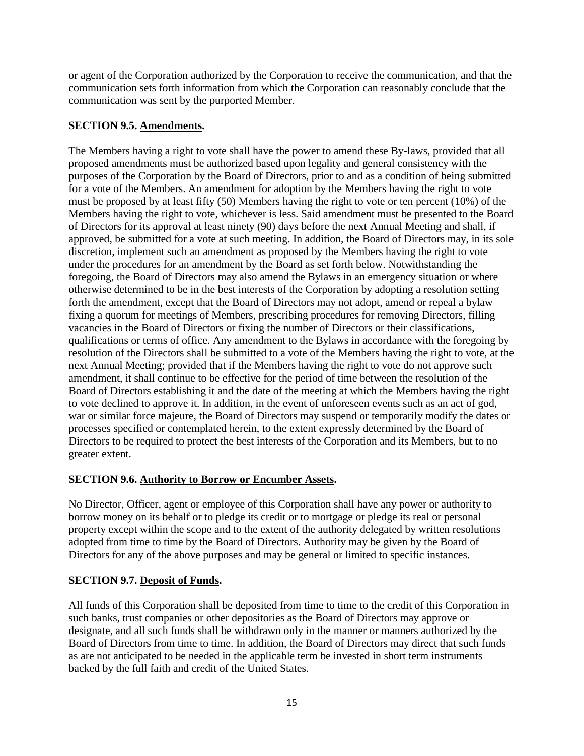or agent of the Corporation authorized by the Corporation to receive the communication, and that the communication sets forth information from which the Corporation can reasonably conclude that the communication was sent by the purported Member.

**SECTION 9.5. Amendments.**

The Members having a right to vote shall have the power to amend these By-laws, provided that all proposed amendments must be authorized based upon legality and general consistency with the purposes of the Corporation by the Board of Directors, prior to and as a condition of being submitted for a vote of the Members. An amendment for adoption by the Members having the right to vote must be proposed by at least fifty (50) Members having the right to vote or ten percent (10%) of the Members having the right to vote, whichever is less. Said amendment must be presented to the Board of Directors for its approval at least ninety (90) days before the next Annual Meeting and shall, if approved, be submitted for a vote at such meeting. In addition, the Board of Directors may, in its sole discretion, implement such an amendment as proposed by the Members having the right to vote under the procedures for an amendment by the Board as set forth below. Notwithstanding the foregoing, the Board of Directors may also amend the Bylaws in an emergency situation or where otherwise determined to be in the best interests of the Corporation by adopting a resolution setting forth the amendment, except that the Board of Directors may not adopt, amend or repeal a bylaw fixing a quorum for meetings of Members, prescribing procedures for removing Directors, filling vacancies in the Board of Directors or fixing the number of Directors or their classifications, qualifications or terms of office. Any amendment to the Bylaws in accordance with the foregoing by resolution of the Directors shall be submitted to a vote of the Members having the right to vote, at the next Annual Meeting; provided that if the Members having the right to vote do not approve such amendment, it shall continue to be effective for the period of time between the resolution of the Board of Directors establishing it and the date of the meeting at which the Members having the right to vote declined to approve it. In addition, in the event of unforeseen events such as an act of god, war or similar force majeure, the Board of Directors may suspend or temporarily modify the dates or processes specified or contemplated herein, to the extent expressly determined by the Board of Directors to be required to protect the best interests of the Corporation and its Members, but to no greater extent.

**SECTION 9.6. Authority to Borrow or Encumber Assets.**

No Director, Officer, agent or employee of this Corporation shall have any power or authority to borrow money on its behalf or to pledge its credit or to mortgage or pledge its real or personal property except within the scope and to the extent of the authority delegated by written resolutions adopted from time to time by the Board of Directors. Authority may be given by the Board of Directors for any of the above purposes and may be general or limited to specific instances.

**SECTION 9.7. Deposit of Funds.**

All funds of this Corporation shall be deposited from time to time to the credit of this Corporation in such banks, trust companies or other depositories as the Board of Directors may approve or designate, and all such funds shall be withdrawn only in the manner or manners authorized by the Board of Directors from time to time. In addition, the Board of Directors may direct that such funds as are not anticipated to be needed in the applicable term be invested in short term instruments backed by the full faith and credit of the United States.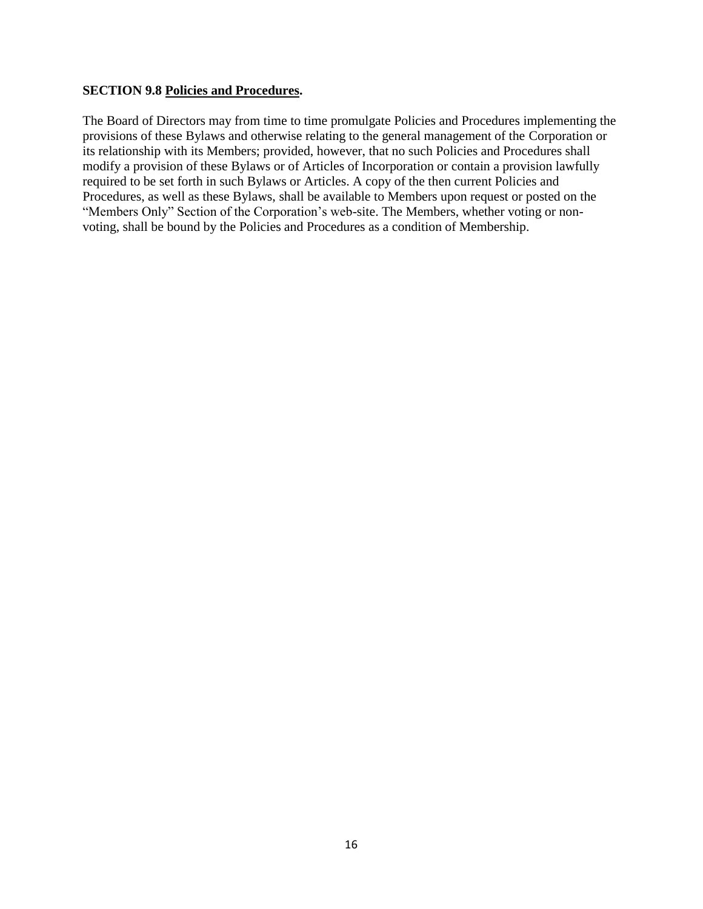**SECTION 9.8 Policies and Procedures.**

The Board of Directors may from time to time promulgate Policies and Procedures implementing the provisions of these Bylaws and otherwise relating to the general management of the Corporation or its relationship with its Members; provided, however, that no such Policies and Procedures shall modify a provision of these Bylaws or of Articles of Incorporation or contain a provision lawfully required to be set forth in such Bylaws or Articles. A copy of the then current Policies and Procedures, as well as these Bylaws, shall be available to Members upon request or posted on the "Members Only" Section of the Corporation's web-site. The Members, whether voting or non-voting, shall be bound by the Policies and Procedures as a condition of Membership.